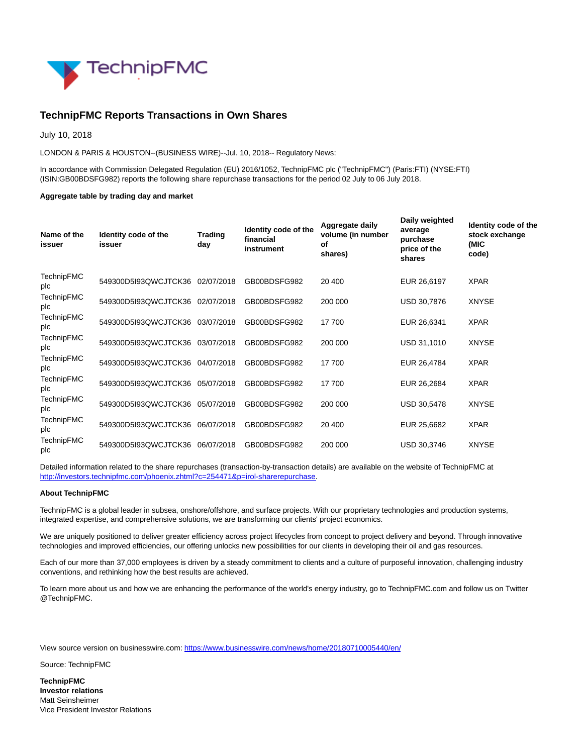# TechnipFMC Reports Transactions in Own Shares

July 10, 2018

LONDON & PARIS & HOUSTON--(BUSINESS WIRE)--Jul. 10, 2018-- Regulatory News:

In accordance with Commission Delegated Regulation (EU) 2016/1052, TechnipFMC plc ("TechnipFMC") (Paris:FTI) (NYSE:FTI) (ISIN:GB00BDSFG982) reports the following share repurchase transactions for the period 02 July to 06 July 2018.

**Aggregate table by trading day and market**

| Name of the issuer | Identity code of the issuer | Trading day | Identity code of the financial instrument | Aggregate daily volume (in number of shares) | Daily weighted average purchase price of the shares | Identity code of the stock exchange (MIC code) |
|---|---|---|---|---|---|---|
| TechnipFMC plc | 549300D5I93QWCJTCK36 | 02/07/2018 | GB00BDSFG982 | 20 400 | EUR 26,6197 | XPAR |
| TechnipFMC plc | 549300D5I93QWCJTCK36 | 02/07/2018 | GB00BDSFG982 | 200 000 | USD 30,7876 | XNYSE |
| TechnipFMC plc | 549300D5I93QWCJTCK36 | 03/07/2018 | GB00BDSFG982 | 17 700 | EUR 26,6341 | XPAR |
| TechnipFMC plc | 549300D5I93QWCJTCK36 | 03/07/2018 | GB00BDSFG982 | 200 000 | USD 31,1010 | XNYSE |
| TechnipFMC plc | 549300D5I93QWCJTCK36 | 04/07/2018 | GB00BDSFG982 | 17 700 | EUR 26,4784 | XPAR |
| TechnipFMC plc | 549300D5I93QWCJTCK36 | 05/07/2018 | GB00BDSFG982 | 17 700 | EUR 26,2684 | XPAR |
| TechnipFMC plc | 549300D5I93QWCJTCK36 | 05/07/2018 | GB00BDSFG982 | 200 000 | USD 30,5478 | XNYSE |
| TechnipFMC plc | 549300D5I93QWCJTCK36 | 06/07/2018 | GB00BDSFG982 | 20 400 | EUR 25,6682 | XPAR |
| TechnipFMC plc | 549300D5I93QWCJTCK36 | 06/07/2018 | GB00BDSFG982 | 200 000 | USD 30,3746 | XNYSE |

Detailed information related to the share repurchases (transaction-by-transaction details) are available on the website of TechnipFMC at http://investors.technipfmc.com/phoenix.zhtml?c=254471&p=irol-sharerepurchase.

**About TechnipFMC**

TechnipFMC is a global leader in subsea, onshore/offshore, and surface projects. With our proprietary technologies and production systems, integrated expertise, and comprehensive solutions, we are transforming our clients' project economics.

We are uniquely positioned to deliver greater efficiency across project lifecycles from concept to project delivery and beyond. Through innovative technologies and improved efficiencies, our offering unlocks new possibilities for our clients in developing their oil and gas resources.

Each of our more than 37,000 employees is driven by a steady commitment to clients and a culture of purposeful innovation, challenging industry conventions, and rethinking how the best results are achieved.

To learn more about us and how we are enhancing the performance of the world's energy industry, go to TechnipFMC.com and follow us on Twitter @TechnipFMC.

View source version on businesswire.com: https://www.businesswire.com/news/home/20180710005440/en/

Source: TechnipFMC

**TechnipFMC**
**Investor relations**
Matt Seinsheimer
Vice President Investor Relations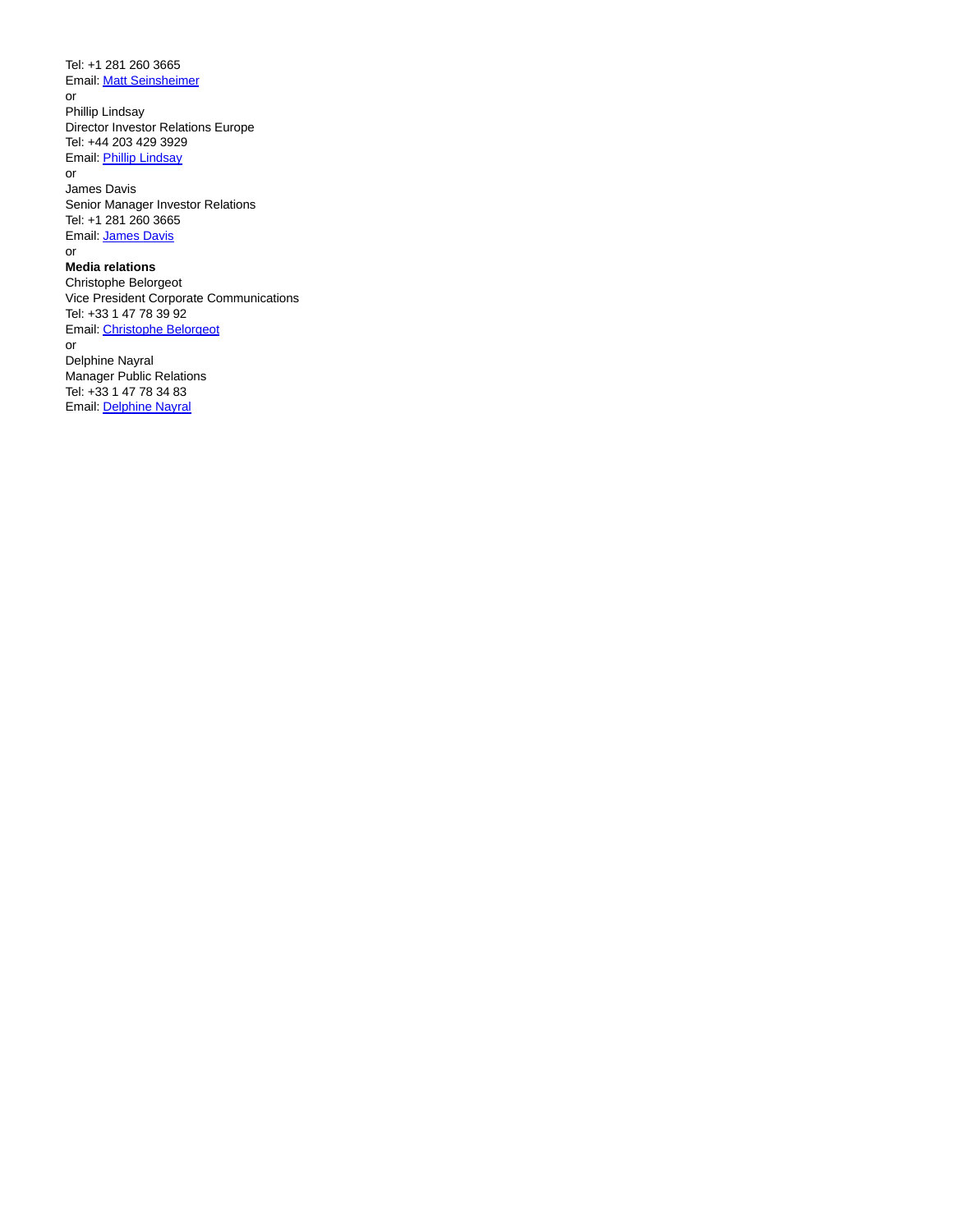Tel: +1 281 260 3665
Email: Matt Seinsheimer
or
Phillip Lindsay
Director Investor Relations Europe
Tel: +44 203 429 3929
Email: Phillip Lindsay
or
James Davis
Senior Manager Investor Relations
Tel: +1 281 260 3665
Email: James Davis
or
**Media relations**
Christophe Belorgeot
Vice President Corporate Communications
Tel: +33 1 47 78 39 92
Email: Christophe Belorgeot
or
Delphine Nayral
Manager Public Relations
Tel: +33 1 47 78 34 83
Email: Delphine Nayral